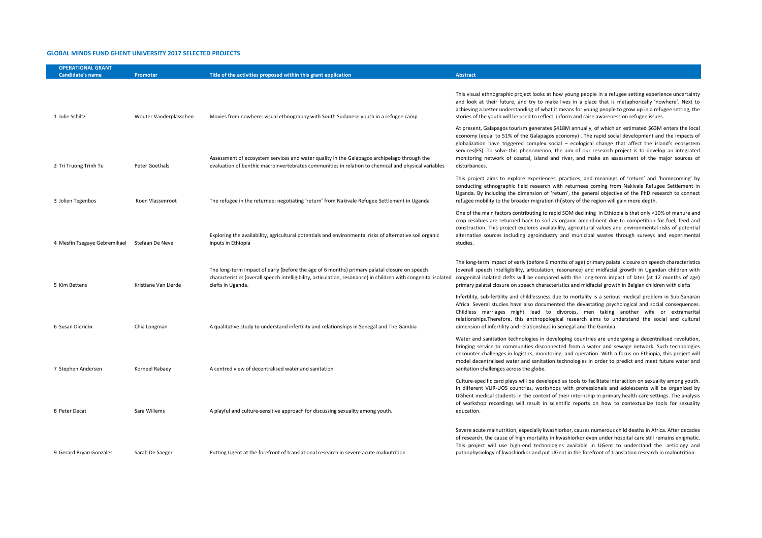## GLOBAL MINDS FUND GHENT UNIVERSITY 2017 SELECTED PROJECTS

| OPERATIONAL GRANT Candidate's name | Promoter | Title of the activities proposed within this grant application | Abstract |
|---|---|---|---|
| 1 Julie Schiltz | Wouter Vanderplasschen | Movies from nowhere: visual ethnography with South Sudanese youth in a refugee camp | This visual ethnographic project looks at how young people in a refugee setting experience uncertainty and look at their future, and try to make lives in a place that is metaphorically 'nowhere'. Next to achieving a better understanding of what it means for young people to grow up in a refugee setting, the stories of the youth will be used to reflect, inform and raise awareness on refugee issues. |
| 2 Tri Truong Trinh Tu | Peter Goethals | Assessment of ecosystem services and water quality in the Galapagos archipelago through the evaluation of benthic macroinvertebrates communities in relation to chemical and physical variables | At present, Galapagos tourism generates $418M annually, of which an estimated $63M enters the local economy (equal to 51% of the Galapagos economy) . The rapid social development and the impacts of globalization have triggered complex social – ecological change that affect the island's ecosystem services(ES). To solve this phenomenon, the aim of our research project is to develop an integrated monitoring network of coastal, island and river, and make an assessment of the major sources of disturbances. |
| 3 Jolien Tegenbos | Koen Vlassenroot | The refugee in the returnee: negotiating 'return' from Nakivale Refugee Settlement in Uganda | This project aims to explore experiences, practices, and meanings of 'return' and 'homecoming' by conducting ethnographic field research with returnees coming from Nakivale Refugee Settlement in Uganda. By including the dimension of 'return', the general objective of the PhD research to connect refugee mobility to the broader migration (hi)story of the region will gain more depth. |
| 4 Mesfin Tsegaye Gebremikael | Stefaan De Neve | Exploring the availability, agricultural potentials and environmental risks of alternative soil organic inputs in Ethiopia | One of the main factors contributing to rapid SOM declining in Ethiopia is that only <10% of manure and crop residues are returned back to soil as organic amendment due to competition for fuel, feed and construction. This project explores availability, agricultural values and environmental risks of potential alternative sources including agroindustry and municipal wastes through surveys and experimental studies. |
| 5 Kim Bettens | Kristiane Van Lierde | The long-term impact of early (before the age of 6 months) primary palatal closure on speech characteristics (overall speech intelligibility, articulation, resonance) in children with congenital isolated clefts in Uganda. | The long-term impact of early (before 6 months of age) primary palatal closure on speech characteristics (overall speech intelligibility, articulation, resonance) and midfacial growth in Ugandan children with congenital isolated clefts will be compared with the long-term impact of later (at 12 months of age) primary palatal closure on speech characteristics and midfacial growth in Belgian children with clefts |
| 6 Susan Dierickx | Chia Longman | A qualitative study to understand infertility and relationships in Senegal and The Gambia | Infertility, sub-fertility and childlessness due to mortality is a serious medical problem in Sub-Saharan Africa. Several studies have also documented the devastating psychological and social consequences. Childless marriages might lead to divorces, men taking another wife or extramarital relationships.Therefore, this anthropological research aims to understand the social and cultural dimension of infertility and relationships in Senegal and The Gambia. |
| 7 Stephen Andersen | Korneel Rabaey | A centred view of decentralised water and sanitation | Water and sanitation technologies in developing countries are undergoing a decentralised revolution, bringing service to communities disconnected from a water and sewage network. Such technologies encounter challenges in logistics, monitoring, and operation. With a focus on Ethiopia, this project will model decentralised water and sanitation technologies in order to predict and meet future water and sanitation challenges across the globe. |
| 8 Peter Decat | Sara Willems | A playful and culture-sensitive approach for discussing sexuality among youth. | Culture-specific card plays will be developed as tools to facilitate interaction on sexuality among youth. In different VLIR-UOS countries, workshops with professionals and adolescents will be organized by UGhent medical students in the context of their internship in primary health care settings. The analysis of workshop recordings will result in scientific reports on how to contextualize tools for sexuality education. |
| 9 Gerard Bryan Gonzales | Sarah De Saeger | Putting Ugent at the forefront of translational research in severe acute malnutrition | Severe acute malnutrition, especially kwashiorkor, causes numerous child deaths in Africa. After decades of research, the cause of high mortality in kwashiorkor even under hospital care still remains enigmatic. This project will use high-end technologies available in UGent to understand the aetiology and pathophysiology of kwashiorkor and put UGent in the forefront of translation research in malnutrition. |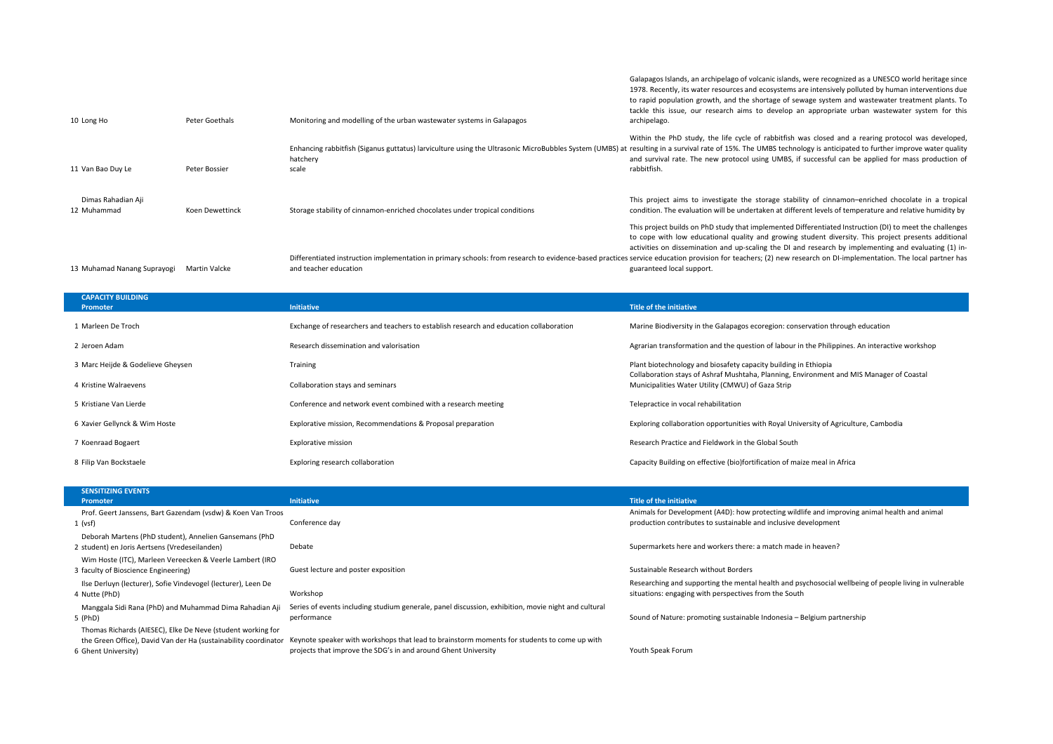| | | | | |
|---|---|---|---|---|
| 10 | Long Ho | Peter Goethals | Monitoring and modelling of the urban wastewater systems in Galapagos | Galapagos Islands, an archipelago of volcanic islands, were recognized as a UNESCO world heritage since 1978. Recently, its water resources and ecosystems are intensively polluted by human interventions due to rapid population growth, and the shortage of sewage system and wastewater treatment plants. To tackle this issue, our research aims to develop an appropriate urban wastewater system for this archipelago. |
| 11 | Van Bao Duy Le | Peter Bossier | Enhancing rabbitfish (Siganus guttatus) larviculture using the Ultrasonic MicroBubbles System (UMBS) at hatchery scale | Within the PhD study, the life cycle of rabbitfish was closed and a rearing protocol was developed, resulting in a survival rate of 15%. The UMBS technology is anticipated to further improve water quality and survival rate. The new protocol using UMBS, if successful can be applied for mass production of rabbitfish. |
| 12 | Dimas Rahadian Aji Muhammad | Koen Dewettinck | Storage stability of cinnamon-enriched chocolates under tropical conditions | This project aims to investigate the storage stability of cinnamon–enriched chocolate in a tropical condition. The evaluation will be undertaken at different levels of temperature and relative humidity by |
| 13 | Muhamad Nanang Suprayogi | Martin Valcke | Differentiated instruction implementation in primary schools: from research to evidence-based practices and teacher education | This project builds on PhD study that implemented Differentiated Instruction (DI) to meet the challenges to cope with low educational quality and growing student diversity. This project presents additional activities on dissemination and up-scaling the DI and research by implementing and evaluating (1) in-service education provision for teachers; (2) new research on DI-implementation. The local partner has guaranteed local support. |

## CAPACITY BUILDING

| | Promoter | Initiative | Title of the initiative |
|---|---|---|---|
| 1 | Marleen De Troch | Exchange of researchers and teachers to establish research and education collaboration | Marine Biodiversity in the Galapagos ecoregion: conservation through education |
| 2 | Jeroen Adam | Research dissemination and valorisation | Agrarian transformation and the question of labour in the Philippines. An interactive workshop |
| 3 | Marc Heijde & Godelieve Gheysen | Training | Plant biotechnology and biosafety capacity building in Ethiopia |
| 4 | Kristine Walraevens | Collaboration stays and seminars | Collaboration stays of Ashraf Mushtaha, Planning, Environment and MIS Manager of Coastal Municipalities Water Utility (CMWU) of Gaza Strip |
| 5 | Kristiane Van Lierde | Conference and network event combined with a research meeting | Telepractice in vocal rehabilitation |
| 6 | Xavier Gellynck & Wim Hoste | Explorative mission, Recommendations & Proposal preparation | Exploring collaboration opportunities with Royal University of Agriculture, Cambodia |
| 7 | Koenraad Bogaert | Explorative mission | Research Practice and Fieldwork in the Global South |
| 8 | Filip Van Bockstaele | Exploring research collaboration | Capacity Building on effective (bio)fortification of maize meal in Africa |

## SENSITIZING EVENTS

| | Promoter | Initiative | Title of the initiative |
|---|---|---|---|
| 1 | Prof. Geert Janssens, Bart Gazendam (vsdw) & Koen Van Troos (vsf) | Conference day | Animals for Development (A4D): how protecting wildlife and improving animal health and animal production contributes to sustainable and inclusive development |
| 2 | Deborah Martens (PhD student), Annelien Gansemans (PhD student) en Joris Aertsens (Vredeseilanden) | Debate | Supermarkets here and workers there: a match made in heaven? |
| 3 | Wim Hoste (ITC), Marleen Vereecken & Veerle Lambert (IRO faculty of Bioscience Engineering) | Guest lecture and poster exposition | Sustainable Research without Borders |
| 4 | Ilse Derluyn (lecturer), Sofie Vindevogel (lecturer), Leen De Nutte (PhD) | Workshop | Researching and supporting the mental health and psychosocial wellbeing of people living in vulnerable situations: engaging with perspectives from the South |
| 5 | Manggala Sidi Rana (PhD) and Muhammad Dima Rahadian Aji (PhD) | Series of events including studium generale, panel discussion, exhibition, movie night and cultural performance | Sound of Nature: promoting sustainable Indonesia – Belgium partnership |
| 6 | Thomas Richards (AIESEC), Elke De Neve (student working for the Green Office), David Van der Ha (sustainability coordinator Ghent University) | Keynote speaker with workshops that lead to brainstorm moments for students to come up with projects that improve the SDG's in and around Ghent University | Youth Speak Forum |